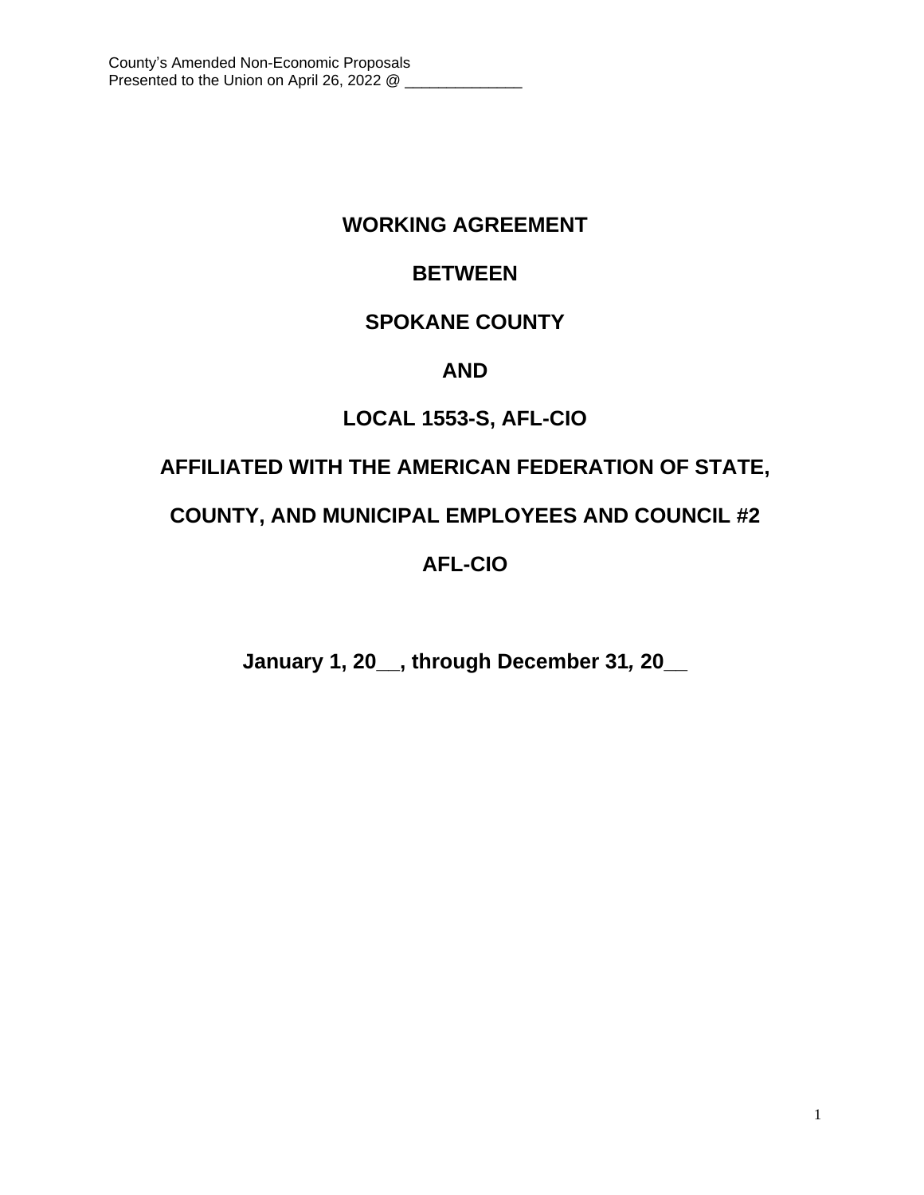County's Amended Non-Economic Proposals
Presented to the Union on April 26, 2022 @ ______________

# WORKING AGREEMENT

# BETWEEN

# SPOKANE COUNTY

# AND

# LOCAL 1553-S, AFL-CIO

# AFFILIATED WITH THE AMERICAN FEDERATION OF STATE, COUNTY, AND MUNICIPAL EMPLOYEES AND COUNCIL #2

# AFL-CIO

**January 1, 20__, through December 31, 20__**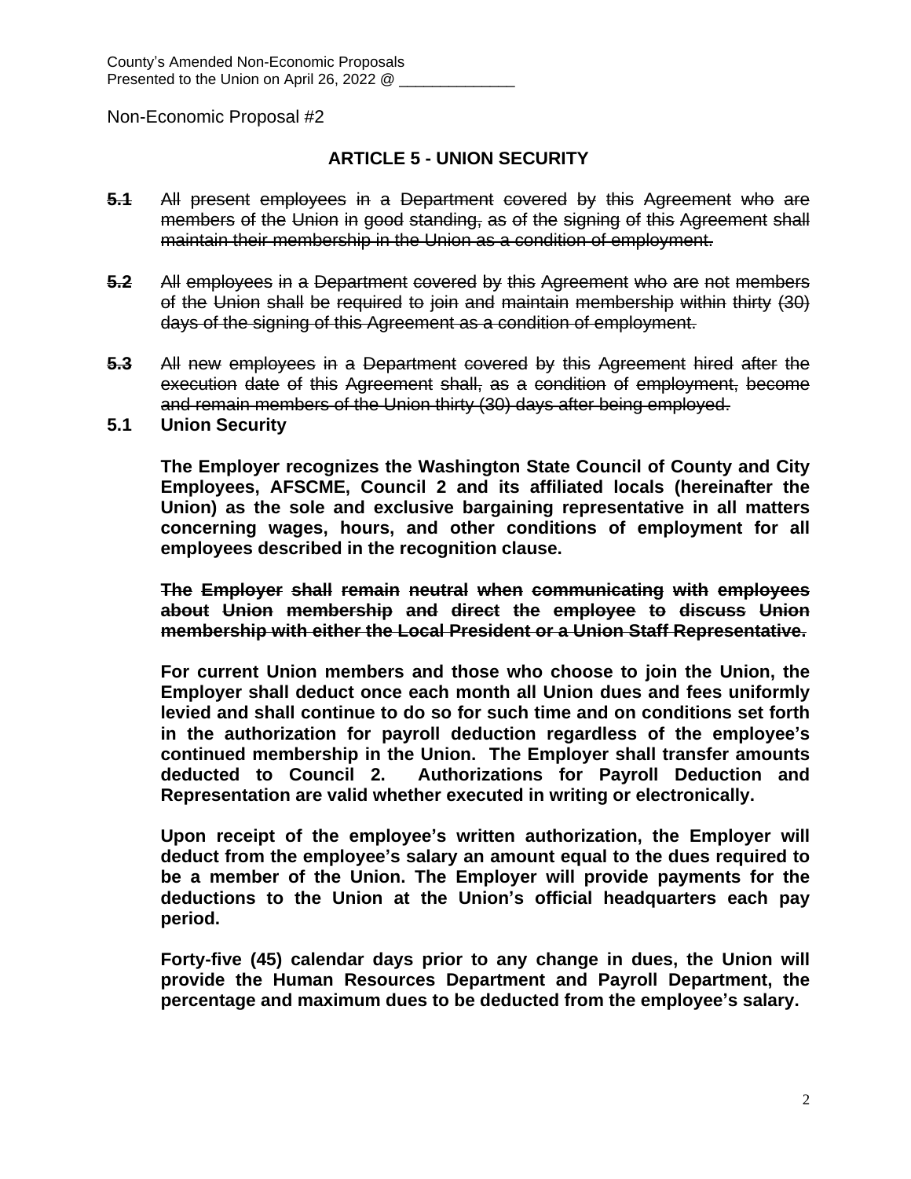County's Amended Non-Economic Proposals
Presented to the Union on April 26, 2022 @ ______________

Non-Economic Proposal #2

## ARTICLE 5 - UNION SECURITY

~~**5.1** All present employees in a Department covered by this Agreement who are members of the Union in good standing, as of the signing of this Agreement shall maintain their membership in the Union as a condition of employment.~~

~~**5.2** All employees in a Department covered by this Agreement who are not members of the Union shall be required to join and maintain membership within thirty (30) days of the signing of this Agreement as a condition of employment.~~

~~**5.3** All new employees in a Department covered by this Agreement hired after the execution date of this Agreement shall, as a condition of employment, become and remain members of the Union thirty (30) days after being employed.~~

**5.1 Union Security**

**The Employer recognizes the Washington State Council of County and City Employees, AFSCME, Council 2 and its affiliated locals (hereinafter the Union) as the sole and exclusive bargaining representative in all matters concerning wages, hours, and other conditions of employment for all employees described in the recognition clause.**

~~**The Employer shall remain neutral when communicating with employees about Union membership and direct the employee to discuss Union membership with either the Local President or a Union Staff Representative.**~~

**For current Union members and those who choose to join the Union, the Employer shall deduct once each month all Union dues and fees uniformly levied and shall continue to do so for such time and on conditions set forth in the authorization for payroll deduction regardless of the employee's continued membership in the Union. The Employer shall transfer amounts deducted to Council 2. Authorizations for Payroll Deduction and Representation are valid whether executed in writing or electronically.**

**Upon receipt of the employee's written authorization, the Employer will deduct from the employee's salary an amount equal to the dues required to be a member of the Union. The Employer will provide payments for the deductions to the Union at the Union's official headquarters each pay period.**

**Forty-five (45) calendar days prior to any change in dues, the Union will provide the Human Resources Department and Payroll Department, the percentage and maximum dues to be deducted from the employee's salary.**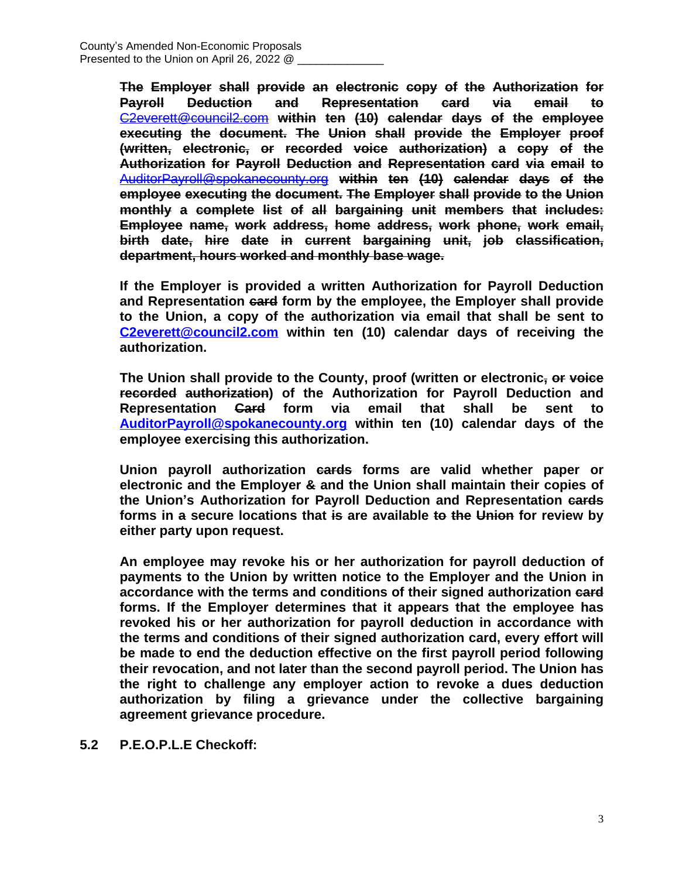**~~The Employer shall provide an electronic copy of the Authorization for Payroll Deduction and Representation card via email to C2everett@council2.com within ten (10) calendar days of the employee executing the document. The Union shall provide the Employer proof (written, electronic, or recorded voice authorization) a copy of the Authorization for Payroll Deduction and Representation card via email to AuditorPayroll@spokanecounty.org within ten (10) calendar days of the employee executing the document. The Employer shall provide to the Union monthly a complete list of all bargaining unit members that includes: Employee name, work address, home address, work phone, work email, birth date, hire date in current bargaining unit, job classification, department, hours worked and monthly base wage.~~**

**If the Employer is provided a written Authorization for Payroll Deduction and Representation ~~card~~ form by the employee, the Employer shall provide to the Union, a copy of the authorization via email that shall be sent to C2everett@council2.com within ten (10) calendar days of receiving the authorization.**

**The Union shall provide to the County, proof (written or electronic~~, or voice recorded authorization~~) of the Authorization for Payroll Deduction and Representation ~~Card~~ form via email that shall be sent to AuditorPayroll@spokanecounty.org within ten (10) calendar days of the employee exercising this authorization.**

**Union payroll authorization ~~cards~~ forms are valid whether paper or electronic and the Employer ~~&~~ and the Union shall maintain their copies of the Union's Authorization for Payroll Deduction and Representation ~~cards~~ forms in ~~a~~ secure locations that ~~is~~ are available ~~to the Union~~ for review by either party upon request.**

**An employee may revoke his or her authorization for payroll deduction of payments to the Union by written notice to the Employer and the Union in accordance with the terms and conditions of their signed authorization ~~card~~ forms. If the Employer determines that it appears that the employee has revoked his or her authorization for payroll deduction in accordance with the terms and conditions of their signed authorization card, every effort will be made to end the deduction effective on the first payroll period following their revocation, and not later than the second payroll period. The Union has the right to challenge any employer action to revoke a dues deduction authorization by filing a grievance under the collective bargaining agreement grievance procedure.**

**5.2 P.E.O.P.L.E Checkoff:**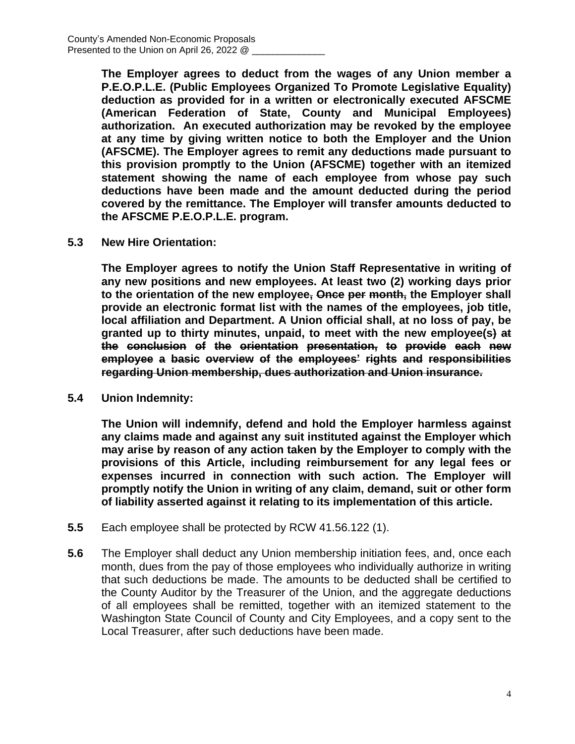**The Employer agrees to deduct from the wages of any Union member a P.E.O.P.L.E. (Public Employees Organized To Promote Legislative Equality) deduction as provided for in a written or electronically executed AFSCME (American Federation of State, County and Municipal Employees) authorization. An executed authorization may be revoked by the employee at any time by giving written notice to both the Employer and the Union (AFSCME). The Employer agrees to remit any deductions made pursuant to this provision promptly to the Union (AFSCME) together with an itemized statement showing the name of each employee from whose pay such deductions have been made and the amount deducted during the period covered by the remittance. The Employer will transfer amounts deducted to the AFSCME P.E.O.P.L.E. program.**

**5.3 New Hire Orientation:**

**The Employer agrees to notify the Union Staff Representative in writing of any new positions and new employees. At least two (2) working days prior to the orientation of the new employee~~, Once per month,~~ the Employer shall provide an electronic format list with the names of the employees, job title, local affiliation and Department. A Union official shall, at no loss of pay, be granted up to thirty minutes, unpaid, to meet with the new employee(s~~) at the conclusion of the orientation presentation, to provide each new employee a basic overview of the employees' rights and responsibilities regarding Union membership, dues authorization and Union insurance.~~**

**5.4 Union Indemnity:**

**The Union will indemnify, defend and hold the Employer harmless against any claims made and against any suit instituted against the Employer which may arise by reason of any action taken by the Employer to comply with the provisions of this Article, including reimbursement for any legal fees or expenses incurred in connection with such action. The Employer will promptly notify the Union in writing of any claim, demand, suit or other form of liability asserted against it relating to its implementation of this article.**

**5.5** Each employee shall be protected by RCW 41.56.122 (1).

**5.6** The Employer shall deduct any Union membership initiation fees, and, once each month, dues from the pay of those employees who individually authorize in writing that such deductions be made. The amounts to be deducted shall be certified to the County Auditor by the Treasurer of the Union, and the aggregate deductions of all employees shall be remitted, together with an itemized statement to the Washington State Council of County and City Employees, and a copy sent to the Local Treasurer, after such deductions have been made.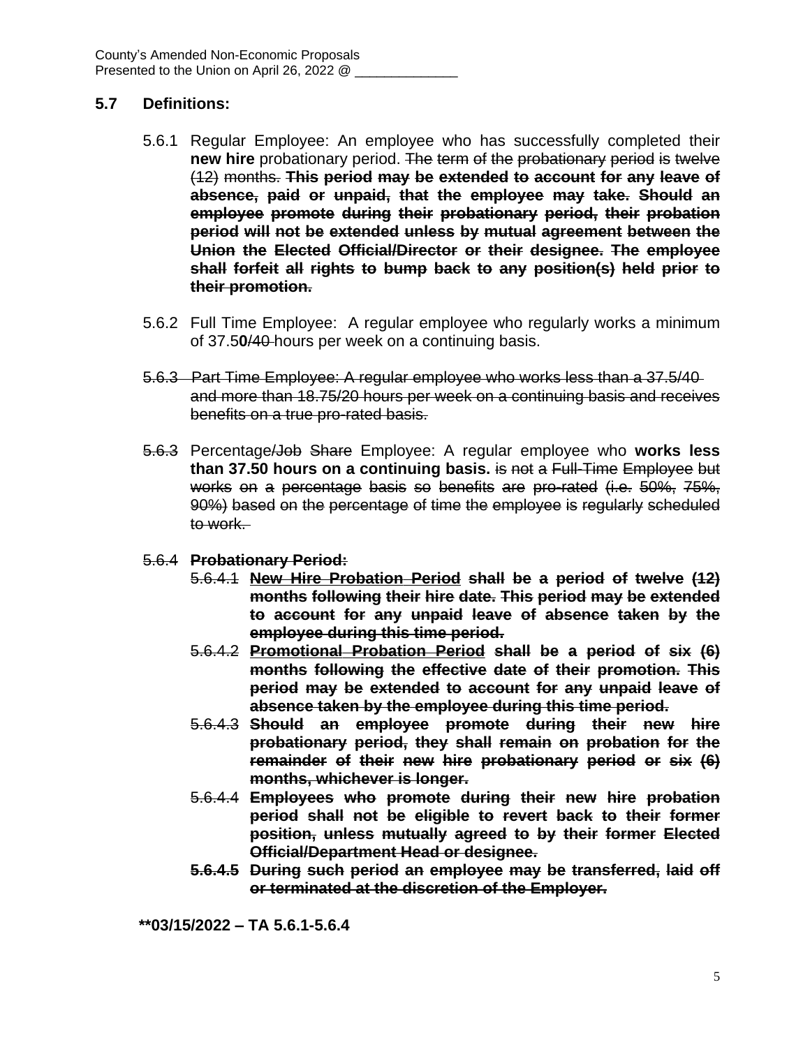County's Amended Non-Economic Proposals
Presented to the Union on April 26, 2022 @ ______________

## 5.7 Definitions:

5.6.1 Regular Employee: An employee who has successfully completed their **new hire** probationary period. ~~The term of the probationary period is twelve (12) months.~~ **~~This period may be extended to account for any leave of absence, paid or unpaid, that the employee may take. Should an employee promote during their probationary period, their probation period will not be extended unless by mutual agreement between the Union the Elected Official/Director or their designee. The employee shall forfeit all rights to bump back to any position(s) held prior to their promotion.~~**

5.6.2 Full Time Employee: A regular employee who regularly works a minimum of 37.5**0**~~/40~~ hours per week on a continuing basis.

~~5.6.3 Part Time Employee: A regular employee who works less than a 37.5/40 and more than 18.75/20 hours per week on a continuing basis and receives benefits on a true pro-rated basis.~~

~~5.6.3~~ Percentage~~/Job Share~~ Employee: A regular employee who **works less than 37.50 hours on a continuing basis.** ~~is not a Full-Time Employee but works on a percentage basis so benefits are pro-rated (i.e. 50%, 75%, 90%) based on the percentage of time the employee is regularly scheduled to work.~~

~~5.6.4~~ **~~Probationary Period:~~**

- ~~5.6.4.1~~ **~~New Hire Probation Period shall be a period of twelve (12) months following their hire date. This period may be extended to account for any unpaid leave of absence taken by the employee during this time period.~~**
- ~~5.6.4.2~~ **~~Promotional Probation Period shall be a period of six (6) months following the effective date of their promotion. This period may be extended to account for any unpaid leave of absence taken by the employee during this time period.~~**
- ~~5.6.4.3~~ **~~Should an employee promote during their new hire probationary period, they shall remain on probation for the remainder of their new hire probationary period or six (6) months, whichever is longer.~~**
- ~~5.6.4.4~~ **~~Employees who promote during their new hire probation period shall not be eligible to revert back to their former position, unless mutually agreed to by their former Elected Official/Department Head or designee.~~**
- **~~5.6.4.5 During such period an employee may be transferred, laid off or terminated at the discretion of the Employer.~~**

**\*\*03/15/2022 – TA 5.6.1-5.6.4**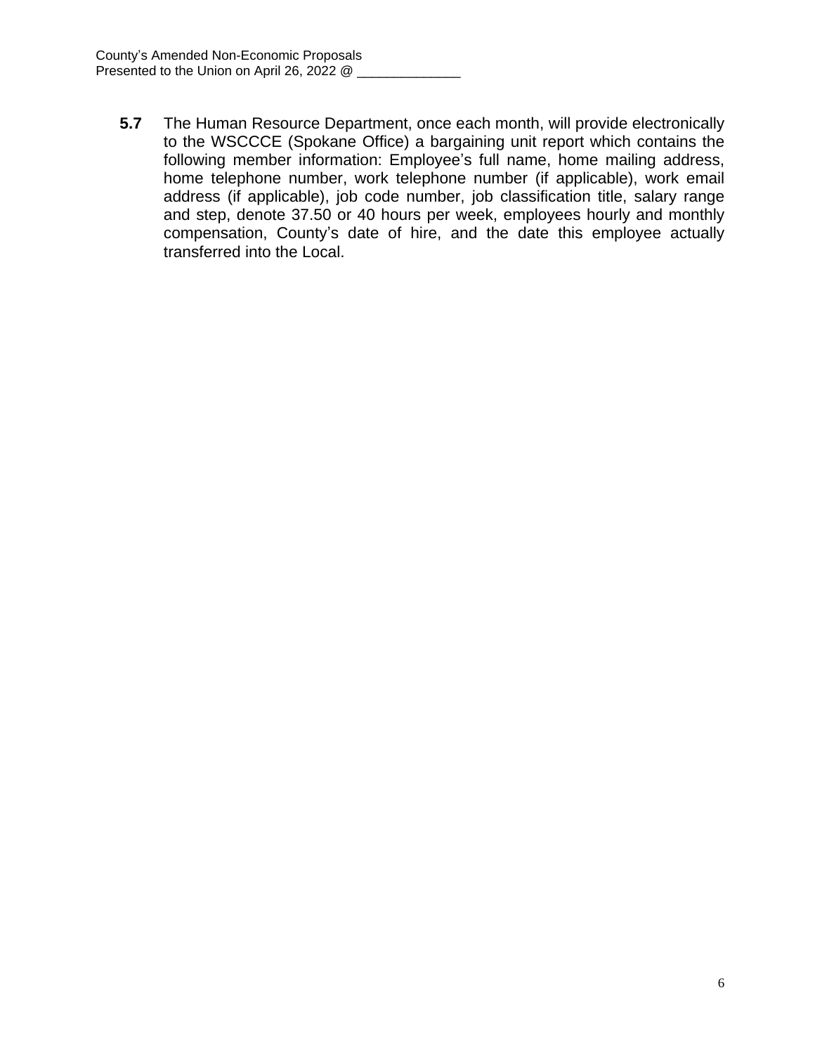**5.7** The Human Resource Department, once each month, will provide electronically to the WSCCCE (Spokane Office) a bargaining unit report which contains the following member information: Employee's full name, home mailing address, home telephone number, work telephone number (if applicable), work email address (if applicable), job code number, job classification title, salary range and step, denote 37.50 or 40 hours per week, employees hourly and monthly compensation, County's date of hire, and the date this employee actually transferred into the Local.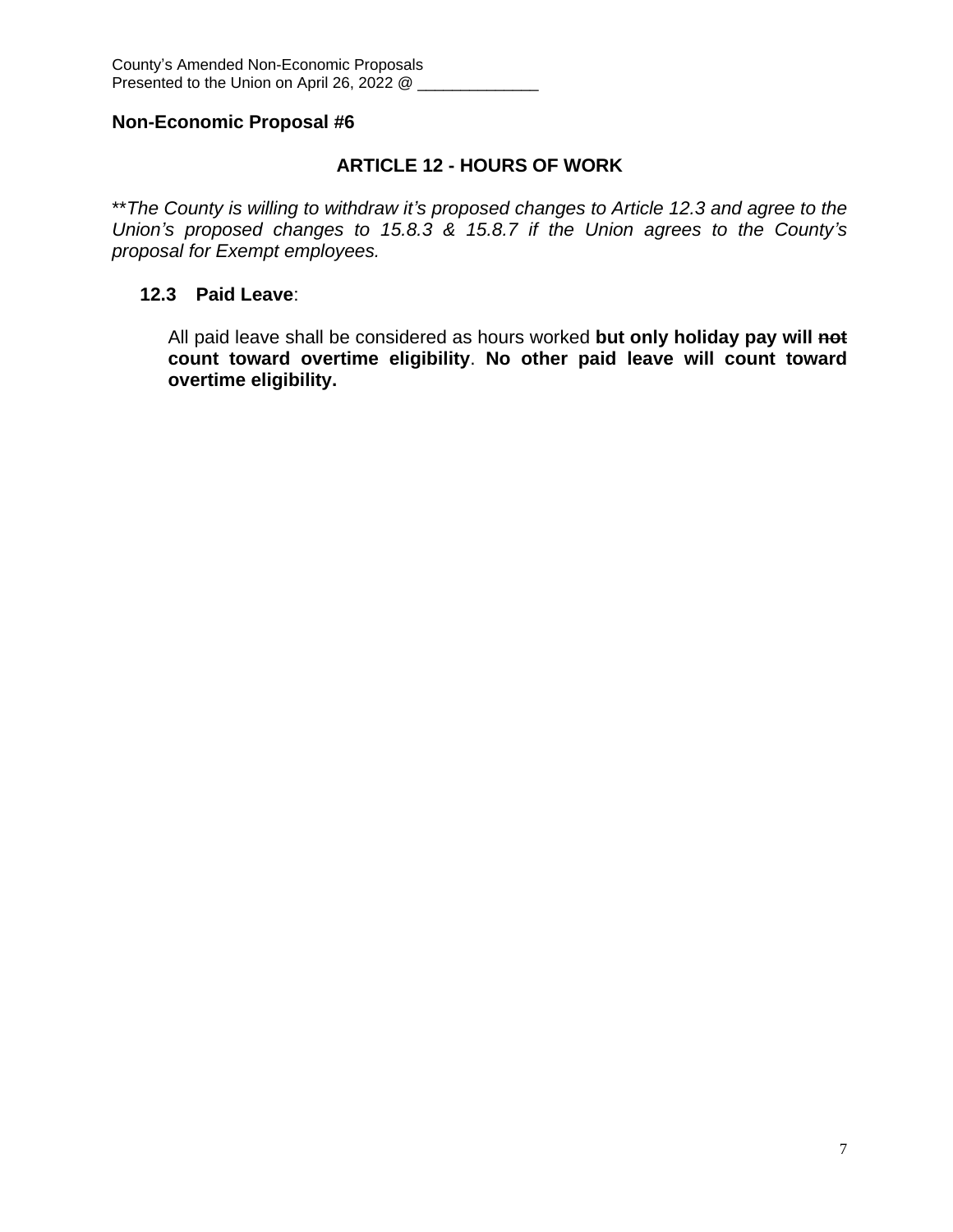County's Amended Non-Economic Proposals
Presented to the Union on April 26, 2022 @ ______________

**Non-Economic Proposal #6**

## ARTICLE 12 - HOURS OF WORK

\*\**The County is willing to withdraw it's proposed changes to Article 12.3 and agree to the Union's proposed changes to 15.8.3 & 15.8.7 if the Union agrees to the County's proposal for Exempt employees.*

**12.3 Paid Leave**:

All paid leave shall be considered as hours worked **but only holiday pay will ~~not~~ count toward overtime eligibility**. **No other paid leave will count toward overtime eligibility.**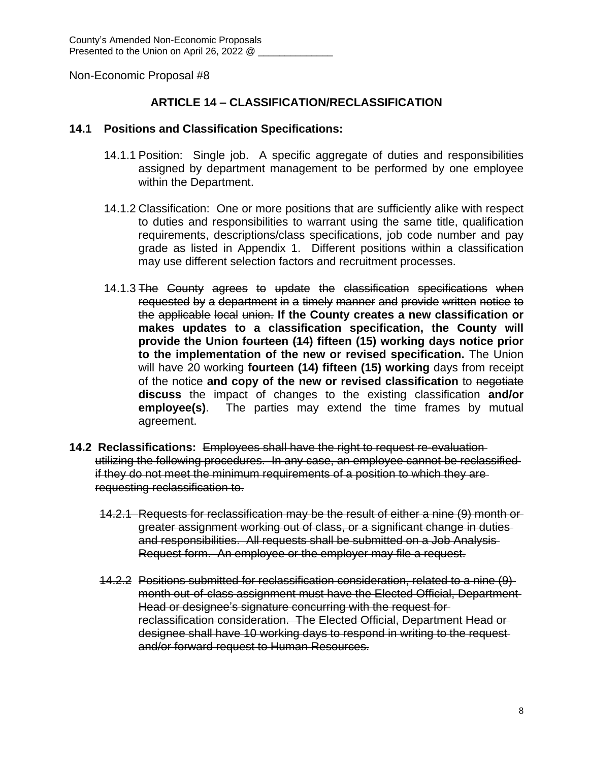County's Amended Non-Economic Proposals
Presented to the Union on April 26, 2022 @ ______________

Non-Economic Proposal #8

### ARTICLE 14 – CLASSIFICATION/RECLASSIFICATION

**14.1 Positions and Classification Specifications:**

14.1.1 Position: Single job. A specific aggregate of duties and responsibilities assigned by department management to be performed by one employee within the Department.

14.1.2 Classification: One or more positions that are sufficiently alike with respect to duties and responsibilities to warrant using the same title, qualification requirements, descriptions/class specifications, job code number and pay grade as listed in Appendix 1. Different positions within a classification may use different selection factors and recruitment processes.

14.1.3 ~~The County agrees to update the classification specifications when requested by a department in a timely manner and provide written notice to the applicable local union.~~ **If the County creates a new classification or makes updates to a classification specification, the County will provide the Union ~~fourteen (14)~~ fifteen (15) working days notice prior to the implementation of the new or revised specification.** The Union will have ~~20 working~~ **~~fourteen (14)~~ fifteen (15) working** days from receipt of the notice **and copy of the new or revised classification** to ~~negotiate~~ **discuss** the impact of changes to the existing classification **and/or employee(s)**. The parties may extend the time frames by mutual agreement.

**14.2 Reclassifications:** ~~Employees shall have the right to request re-evaluation utilizing the following procedures. In any case, an employee cannot be reclassified if they do not meet the minimum requirements of a position to which they are requesting reclassification to.~~

~~14.2.1 Requests for reclassification may be the result of either a nine (9) month or greater assignment working out of class, or a significant change in duties and responsibilities. All requests shall be submitted on a Job Analysis Request form. An employee or the employer may file a request.~~

~~14.2.2 Positions submitted for reclassification consideration, related to a nine (9) month out-of-class assignment must have the Elected Official, Department Head or designee's signature concurring with the request for reclassification consideration. The Elected Official, Department Head or designee shall have 10 working days to respond in writing to the request and/or forward request to Human Resources.~~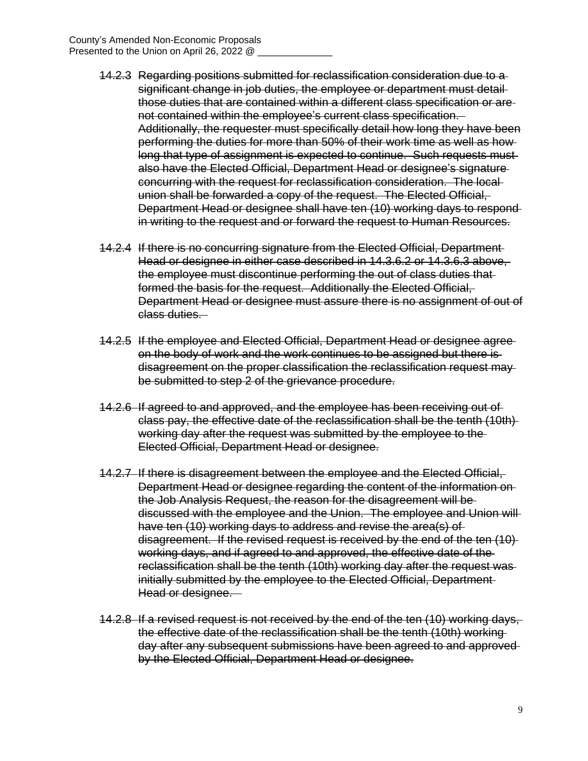~~14.2.3 Regarding positions submitted for reclassification consideration due to a significant change in job duties, the employee or department must detail those duties that are contained within a different class specification or are not contained within the employee's current class specification. Additionally, the requester must specifically detail how long they have been performing the duties for more than 50% of their work time as well as how long that type of assignment is expected to continue. Such requests must also have the Elected Official, Department Head or designee's signature concurring with the request for reclassification consideration. The local union shall be forwarded a copy of the request. The Elected Official, Department Head or designee shall have ten (10) working days to respond in writing to the request and or forward the request to Human Resources.~~

~~14.2.4 If there is no concurring signature from the Elected Official, Department Head or designee in either case described in 14.3.6.2 or 14.3.6.3 above, the employee must discontinue performing the out of class duties that formed the basis for the request. Additionally the Elected Official, Department Head or designee must assure there is no assignment of out of class duties.~~

~~14.2.5 If the employee and Elected Official, Department Head or designee agree on the body of work and the work continues to be assigned but there is disagreement on the proper classification the reclassification request may be submitted to step 2 of the grievance procedure.~~

~~14.2.6 If agreed to and approved, and the employee has been receiving out of class pay, the effective date of the reclassification shall be the tenth (10th) working day after the request was submitted by the employee to the Elected Official, Department Head or designee.~~

~~14.2.7 If there is disagreement between the employee and the Elected Official, Department Head or designee regarding the content of the information on the Job Analysis Request, the reason for the disagreement will be discussed with the employee and the Union. The employee and Union will have ten (10) working days to address and revise the area(s) of disagreement. If the revised request is received by the end of the ten (10) working days, and if agreed to and approved, the effective date of the reclassification shall be the tenth (10th) working day after the request was initially submitted by the employee to the Elected Official, Department Head or designee.~~

~~14.2.8 If a revised request is not received by the end of the ten (10) working days, the effective date of the reclassification shall be the tenth (10th) working day after any subsequent submissions have been agreed to and approved by the Elected Official, Department Head or designee.~~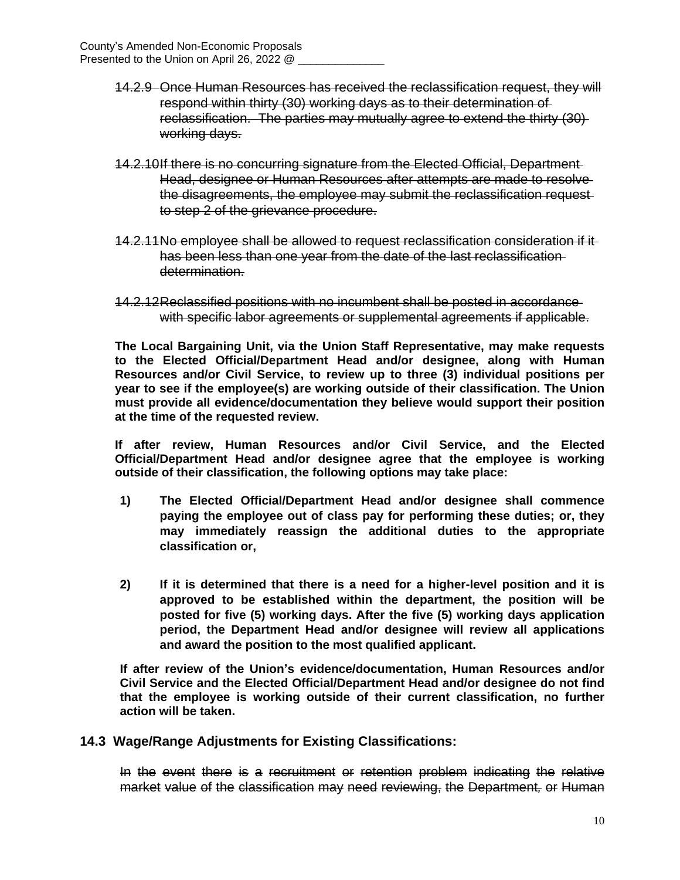~~14.2.9 Once Human Resources has received the reclassification request, they will respond within thirty (30) working days as to their determination of reclassification. The parties may mutually agree to extend the thirty (30) working days.~~

~~14.2.10 If there is no concurring signature from the Elected Official, Department Head, designee or Human Resources after attempts are made to resolve the disagreements, the employee may submit the reclassification request to step 2 of the grievance procedure.~~

~~14.2.11 No employee shall be allowed to request reclassification consideration if it has been less than one year from the date of the last reclassification determination.~~

~~14.2.12 Reclassified positions with no incumbent shall be posted in accordance with specific labor agreements or supplemental agreements if applicable.~~

**The Local Bargaining Unit, via the Union Staff Representative, may make requests to the Elected Official/Department Head and/or designee, along with Human Resources and/or Civil Service, to review up to three (3) individual positions per year to see if the employee(s) are working outside of their classification. The Union must provide all evidence/documentation they believe would support their position at the time of the requested review.**

**If after review, Human Resources and/or Civil Service, and the Elected Official/Department Head and/or designee agree that the employee is working outside of their classification, the following options may take place:**

**1) The Elected Official/Department Head and/or designee shall commence paying the employee out of class pay for performing these duties; or, they may immediately reassign the additional duties to the appropriate classification or,**

**2) If it is determined that there is a need for a higher-level position and it is approved to be established within the department, the position will be posted for five (5) working days. After the five (5) working days application period, the Department Head and/or designee will review all applications and award the position to the most qualified applicant.**

**If after review of the Union's evidence/documentation, Human Resources and/or Civil Service and the Elected Official/Department Head and/or designee do not find that the employee is working outside of their current classification, no further action will be taken.**

## 14.3 Wage/Range Adjustments for Existing Classifications:

~~In the event there is a recruitment or retention problem indicating the relative market value of the classification may need reviewing, the Department, or Human~~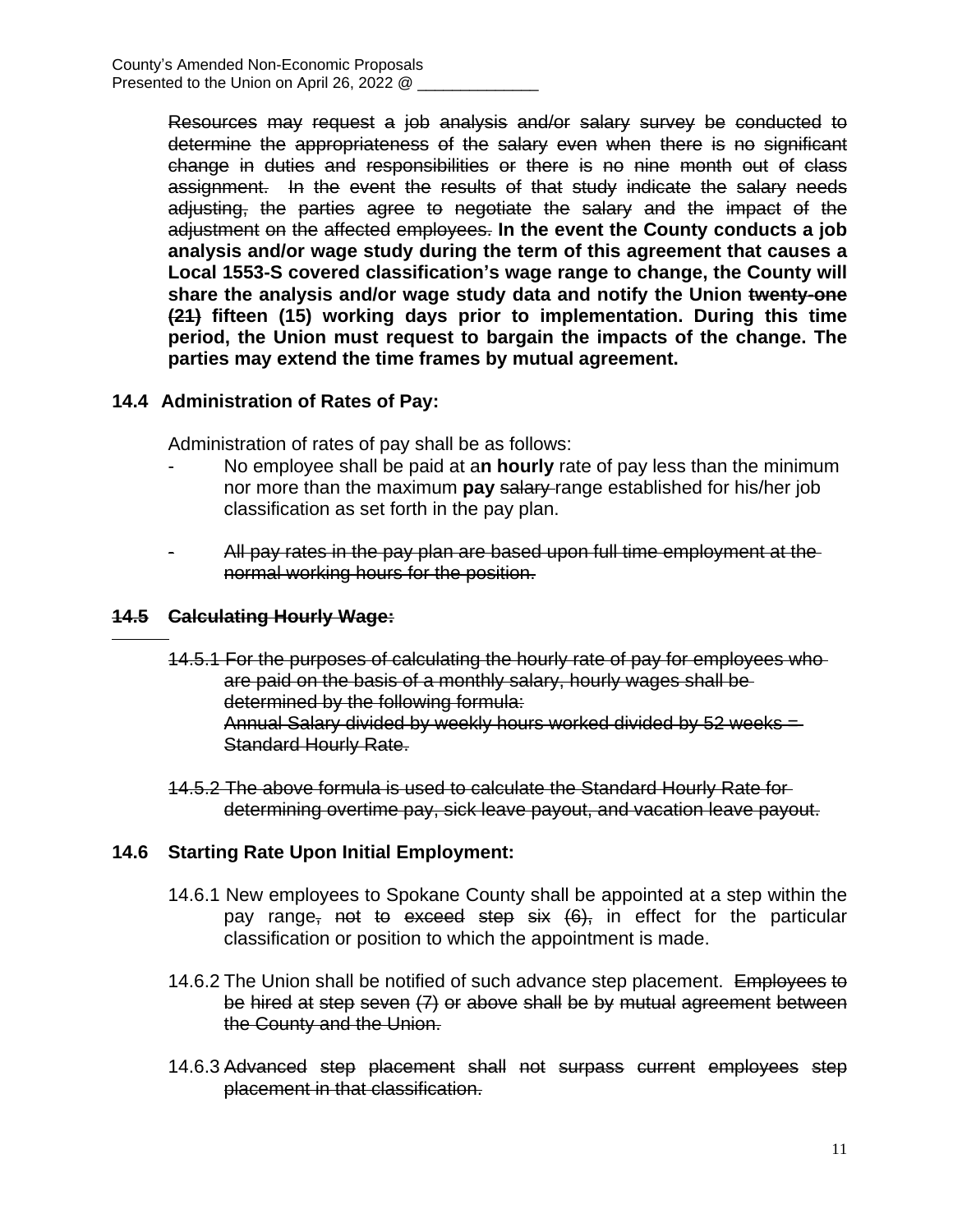~~Resources may request a job analysis and/or salary survey be conducted to determine the appropriateness of the salary even when there is no significant change in duties and responsibilities or there is no nine month out of class assignment. In the event the results of that study indicate the salary needs adjusting, the parties agree to negotiate the salary and the impact of the adjustment on the affected employees.~~ **In the event the County conducts a job analysis and/or wage study during the term of this agreement that causes a Local 1553-S covered classification's wage range to change, the County will share the analysis and/or wage study data and notify the Union ~~twenty-one (21)~~ fifteen (15) working days prior to implementation. During this time period, the Union must request to bargain the impacts of the change. The parties may extend the time frames by mutual agreement.**

## 14.4 Administration of Rates of Pay:

Administration of rates of pay shall be as follows:

- No employee shall be paid at a**n hourly** rate of pay less than the minimum nor more than the maximum **pay** ~~salary~~ range established for his/her job classification as set forth in the pay plan.

- ~~All pay rates in the pay plan are based upon full time employment at the normal working hours for the position.~~

## ~~14.5 Calculating Hourly Wage:~~

~~14.5.1 For the purposes of calculating the hourly rate of pay for employees who are paid on the basis of a monthly salary, hourly wages shall be determined by the following formula:~~
~~Annual Salary divided by weekly hours worked divided by 52 weeks = Standard Hourly Rate.~~

~~14.5.2 The above formula is used to calculate the Standard Hourly Rate for determining overtime pay, sick leave payout, and vacation leave payout.~~

## 14.6 Starting Rate Upon Initial Employment:

14.6.1 New employees to Spokane County shall be appointed at a step within the pay range~~, not to exceed step six (6),~~ in effect for the particular classification or position to which the appointment is made.

14.6.2 The Union shall be notified of such advance step placement. ~~Employees to be hired at step seven (7) or above shall be by mutual agreement between the County and the Union.~~

14.6.3 ~~Advanced step placement shall not surpass current employees step placement in that classification.~~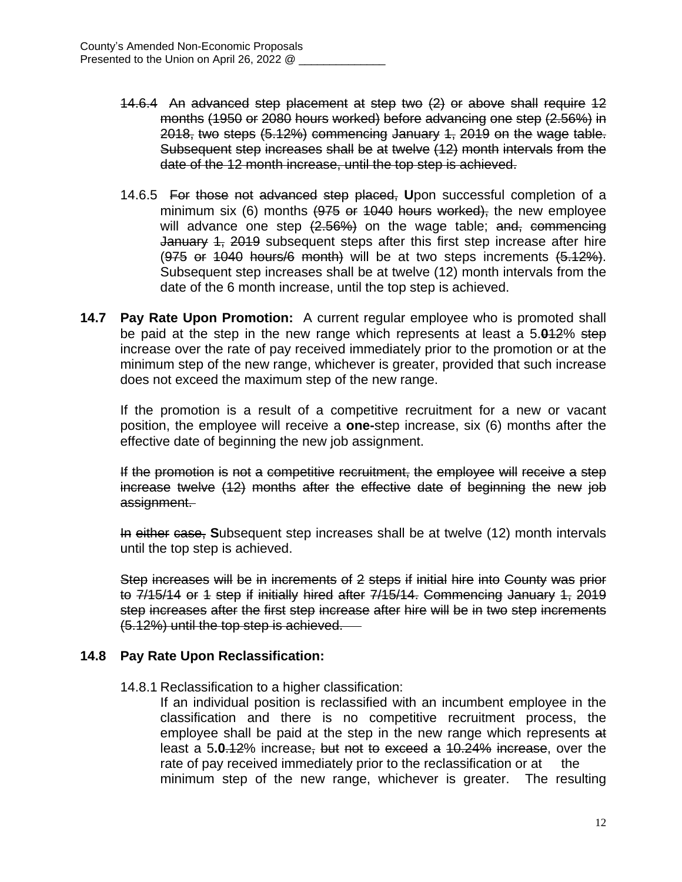County's Amended Non-Economic Proposals
Presented to the Union on April 26, 2022 @ ______________

~~14.6.4 An advanced step placement at step two (2) or above shall require 12 months (1950 or 2080 hours worked) before advancing one step (2.56%) in 2018, two steps (5.12%) commencing January 1, 2019 on the wage table. Subsequent step increases shall be at twelve (12) month intervals from the date of the 12 month increase, until the top step is achieved.~~

14.6.5 ~~For those not advanced step placed,~~ **U**pon successful completion of a minimum six (6) months ~~(975 or 1040 hours worked),~~ the new employee will advance one step ~~(2.56%)~~ on the wage table; ~~and, commencing January 1, 2019~~ subsequent steps after this first step increase after hire (~~975 or 1040 hours/6 month)~~ will be at two steps increments ~~(5.12%)~~. Subsequent step increases shall be at twelve (12) month intervals from the date of the 6 month increase, until the top step is achieved.

**14.7 Pay Rate Upon Promotion:** A current regular employee who is promoted shall be paid at the step in the new range which represents at least a 5.**0**~~12~~% ~~step~~ increase over the rate of pay received immediately prior to the promotion or at the minimum step of the new range, whichever is greater, provided that such increase does not exceed the maximum step of the new range.

If the promotion is a result of a competitive recruitment for a new or vacant position, the employee will receive a **one-**step increase, six (6) months after the effective date of beginning the new job assignment.

~~If the promotion is not a competitive recruitment, the employee will receive a step increase twelve (12) months after the effective date of beginning the new job assignment.~~

~~In either case,~~ **S**ubsequent step increases shall be at twelve (12) month intervals until the top step is achieved.

~~Step increases will be in increments of 2 steps if initial hire into County was prior to 7/15/14 or 1 step if initially hired after 7/15/14. Commencing January 1, 2019 step increases after the first step increase after hire will be in two step increments (5.12%) until the top step is achieved.~~

**14.8 Pay Rate Upon Reclassification:**

14.8.1 Reclassification to a higher classification:
If an individual position is reclassified with an incumbent employee in the classification and there is no competitive recruitment process, the employee shall be paid at the step in the new range which represents ~~at~~ least a 5**.0**~~.12~~% increase~~, but not to exceed a 10.24% increase~~, over the rate of pay received immediately prior to the reclassification or at the minimum step of the new range, whichever is greater. The resulting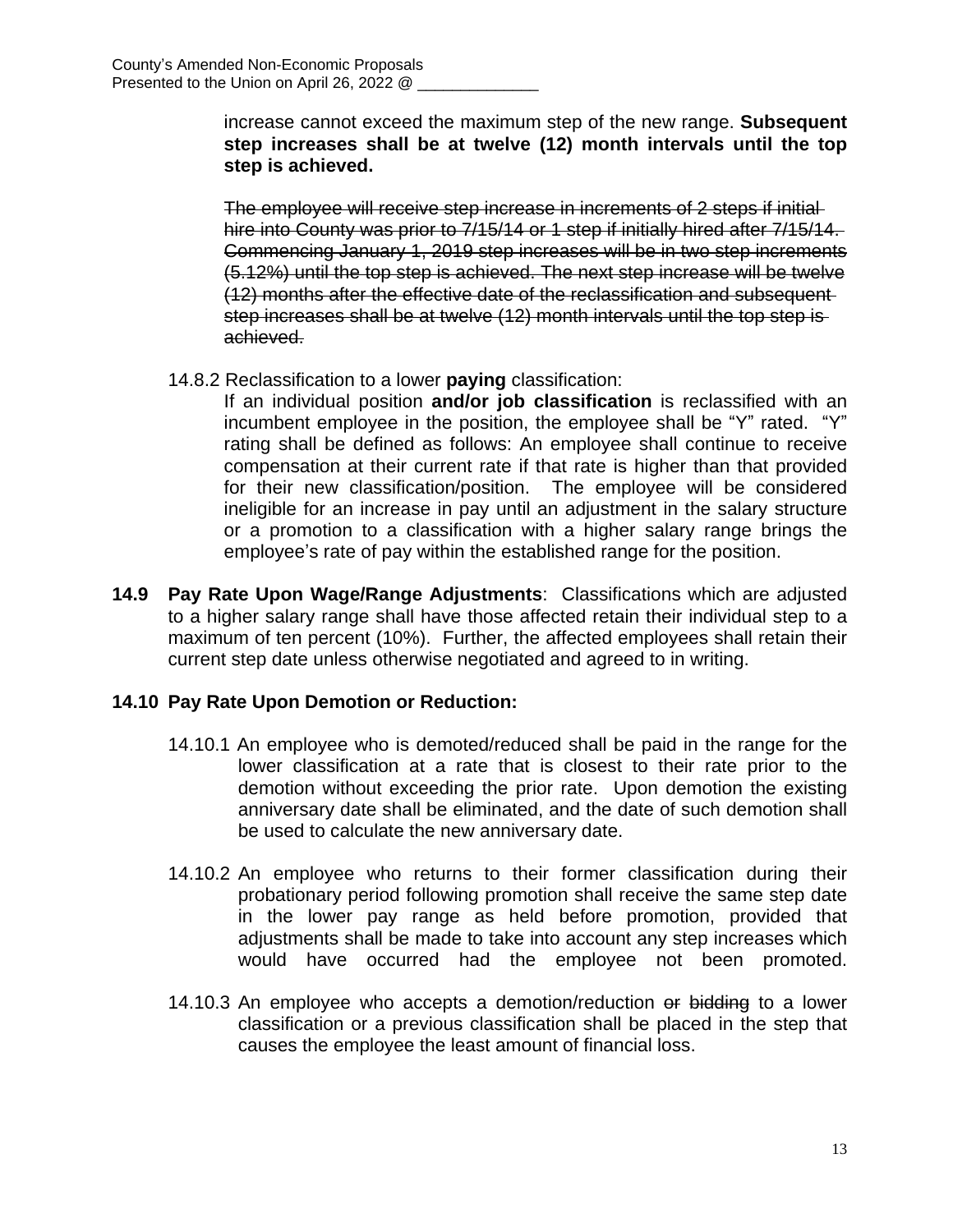increase cannot exceed the maximum step of the new range. **Subsequent step increases shall be at twelve (12) month intervals until the top step is achieved.**

~~The employee will receive step increase in increments of 2 steps if initial hire into County was prior to 7/15/14 or 1 step if initially hired after 7/15/14. Commencing January 1, 2019 step increases will be in two step increments (5.12%) until the top step is achieved. The next step increase will be twelve (12) months after the effective date of the reclassification and subsequent step increases shall be at twelve (12) month intervals until the top step is achieved.~~

14.8.2 Reclassification to a lower **paying** classification:

If an individual position **and/or job classification** is reclassified with an incumbent employee in the position, the employee shall be "Y" rated. "Y" rating shall be defined as follows: An employee shall continue to receive compensation at their current rate if that rate is higher than that provided for their new classification/position. The employee will be considered ineligible for an increase in pay until an adjustment in the salary structure or a promotion to a classification with a higher salary range brings the employee's rate of pay within the established range for the position.

**14.9 Pay Rate Upon Wage/Range Adjustments**: Classifications which are adjusted to a higher salary range shall have those affected retain their individual step to a maximum of ten percent (10%). Further, the affected employees shall retain their current step date unless otherwise negotiated and agreed to in writing.

**14.10 Pay Rate Upon Demotion or Reduction:**

14.10.1 An employee who is demoted/reduced shall be paid in the range for the lower classification at a rate that is closest to their rate prior to the demotion without exceeding the prior rate. Upon demotion the existing anniversary date shall be eliminated, and the date of such demotion shall be used to calculate the new anniversary date.

14.10.2 An employee who returns to their former classification during their probationary period following promotion shall receive the same step date in the lower pay range as held before promotion, provided that adjustments shall be made to take into account any step increases which would have occurred had the employee not been promoted.

14.10.3 An employee who accepts a demotion/reduction ~~or bidding~~ to a lower classification or a previous classification shall be placed in the step that causes the employee the least amount of financial loss.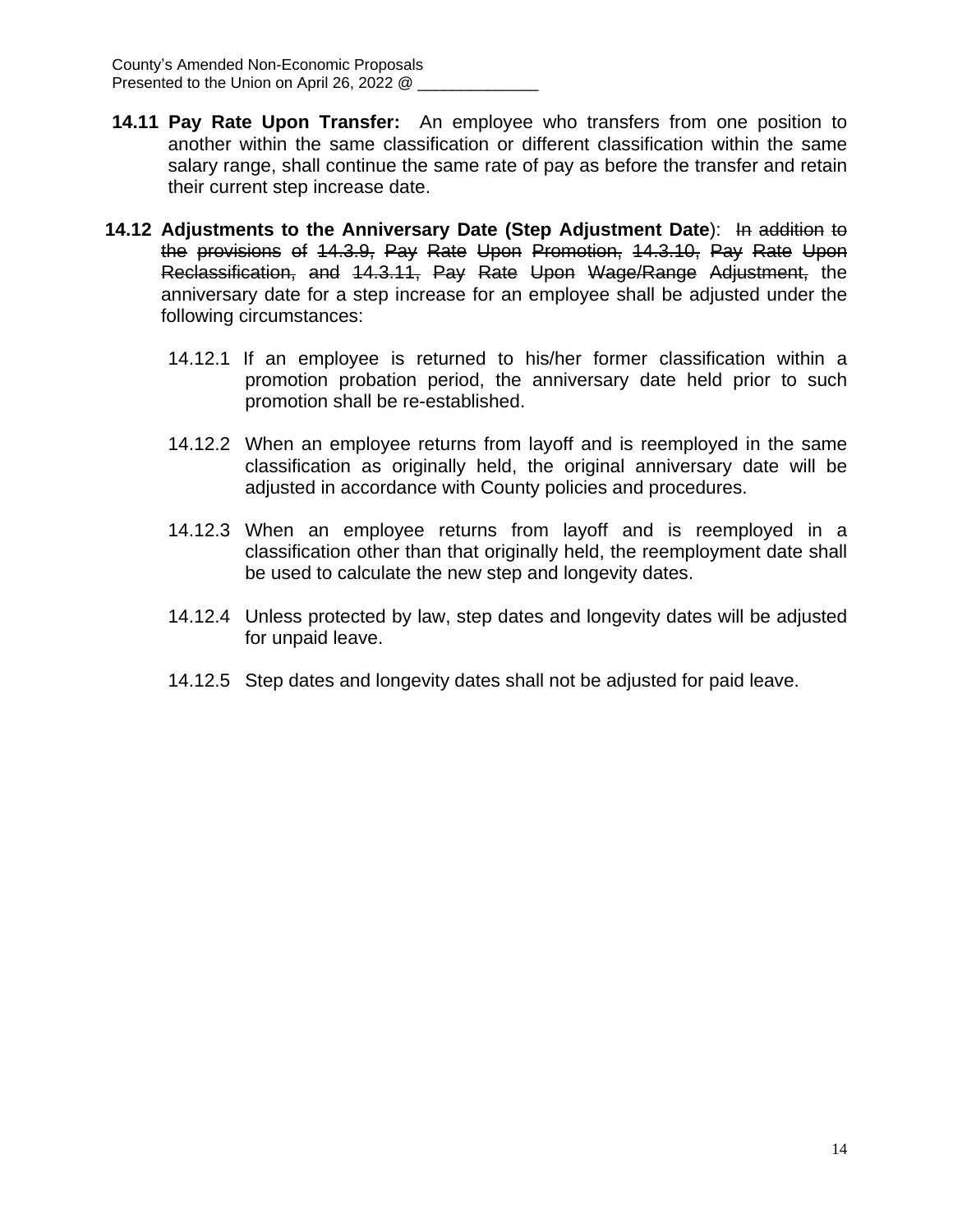**14.11 Pay Rate Upon Transfer:** An employee who transfers from one position to another within the same classification or different classification within the same salary range, shall continue the same rate of pay as before the transfer and retain their current step increase date.

**14.12 Adjustments to the Anniversary Date (Step Adjustment Date**): ~~In addition to the provisions of 14.3.9, Pay Rate Upon Promotion, 14.3.10, Pay Rate Upon Reclassification, and 14.3.11, Pay Rate Upon Wage/Range Adjustment,~~ the anniversary date for a step increase for an employee shall be adjusted under the following circumstances:

14.12.1 If an employee is returned to his/her former classification within a promotion probation period, the anniversary date held prior to such promotion shall be re-established.

14.12.2 When an employee returns from layoff and is reemployed in the same classification as originally held, the original anniversary date will be adjusted in accordance with County policies and procedures.

14.12.3 When an employee returns from layoff and is reemployed in a classification other than that originally held, the reemployment date shall be used to calculate the new step and longevity dates.

14.12.4 Unless protected by law, step dates and longevity dates will be adjusted for unpaid leave.

14.12.5 Step dates and longevity dates shall not be adjusted for paid leave.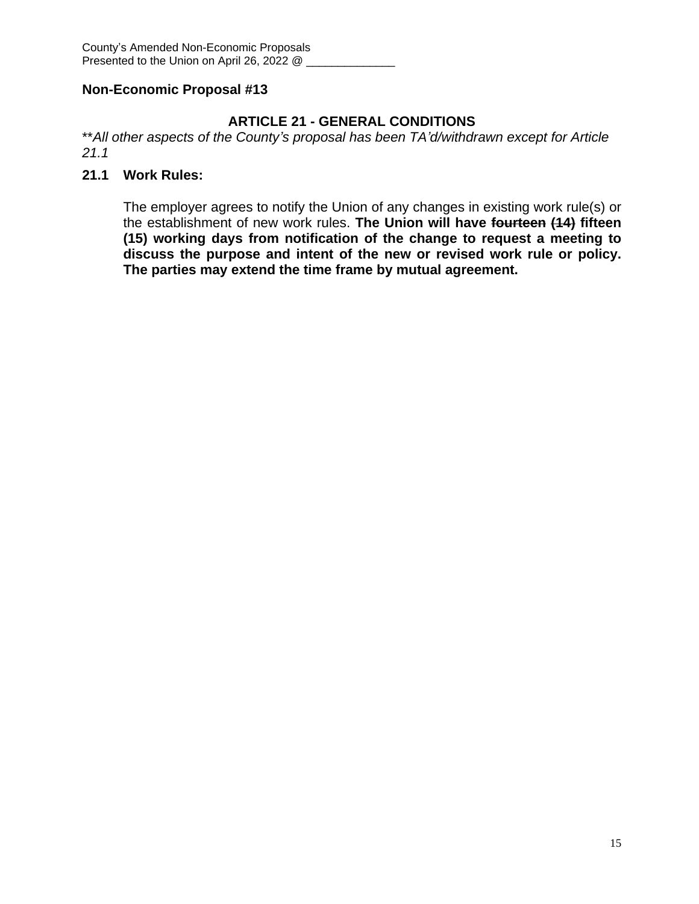County's Amended Non-Economic Proposals
Presented to the Union on April 26, 2022 @ ______________

**Non-Economic Proposal #13**

## ARTICLE 21 - GENERAL CONDITIONS

\**All other aspects of the County's proposal has been TA'd/withdrawn except for Article 21.1*

**21.1 Work Rules:**

The employer agrees to notify the Union of any changes in existing work rule(s) or the establishment of new work rules. **The Union will have ~~fourteen (14)~~ fifteen (15) working days from notification of the change to request a meeting to discuss the purpose and intent of the new or revised work rule or policy. The parties may extend the time frame by mutual agreement.**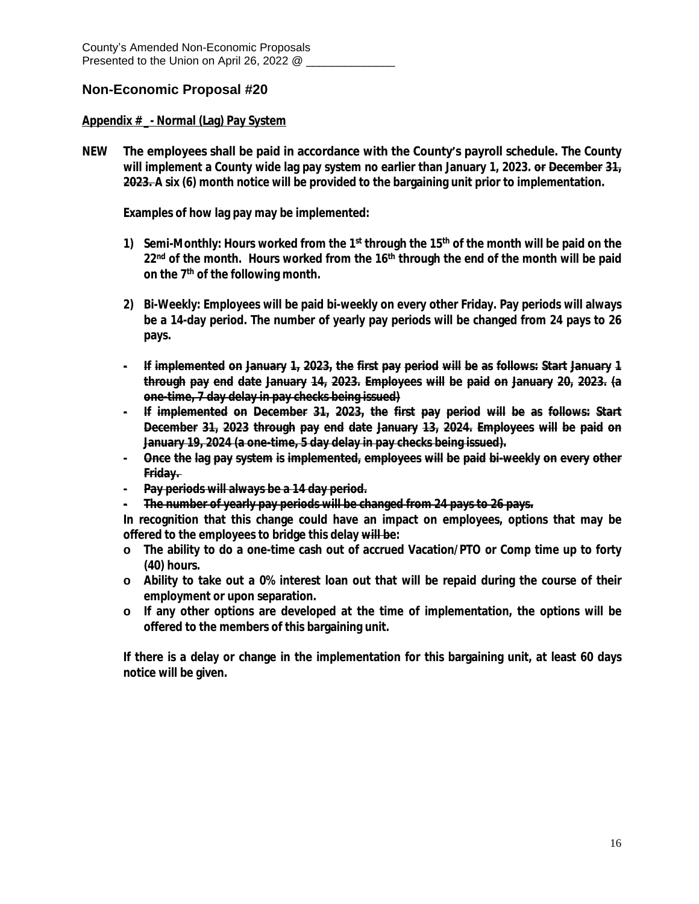County's Amended Non-Economic Proposals
Presented to the Union on April 26, 2022 @ ______________

## Non-Economic Proposal #20

**Appendix # _ - Normal (Lag) Pay System**

**NEW** **The employees shall be paid in accordance with the County's payroll schedule. The County will implement a County wide lag pay system no earlier than January 1, 2023. ~~or December 31, 2023.~~ A six (6) month notice will be provided to the bargaining unit prior to implementation.**

**Examples of how lag pay may be implemented:**

1) **Semi-Monthly: Hours worked from the 1st through the 15th of the month will be paid on the 22nd of the month. Hours worked from the 16th through the end of the month will be paid on the 7th of the following month.**

2) **Bi-Weekly: Employees will be paid bi-weekly on every other Friday. Pay periods will always be a 14-day period. The number of yearly pay periods will be changed from 24 pays to 26 pays.**

- ~~**If implemented on January 1, 2023, the first pay period will be as follows: Start January 1 through pay end date January 14, 2023. Employees will be paid on January 20, 2023. (a one-time, 7 day delay in pay checks being issued)**~~
- ~~**If implemented on December 31, 2023, the first pay period will be as follows: Start December 31, 2023 through pay end date January 13, 2024. Employees will be paid on January 19, 2024 (a one-time, 5 day delay in pay checks being issued).**~~
- ~~**Once the lag pay system is implemented, employees will be paid bi-weekly on every other Friday.**~~
- ~~**Pay periods will always be a 14 day period.**~~
- ~~**The number of yearly pay periods will be changed from 24 pays to 26 pays.**~~

**In recognition that this change could have an impact on employees, options that may be offered to the employees to bridge this delay ~~will be~~:**

- **The ability to do a one-time cash out of accrued Vacation/PTO or Comp time up to forty (40) hours.**
- **Ability to take out a 0% interest loan out that will be repaid during the course of their employment or upon separation.**
- **If any other options are developed at the time of implementation, the options will be offered to the members of this bargaining unit.**

**If there is a delay or change in the implementation for this bargaining unit, at least 60 days notice will be given.**